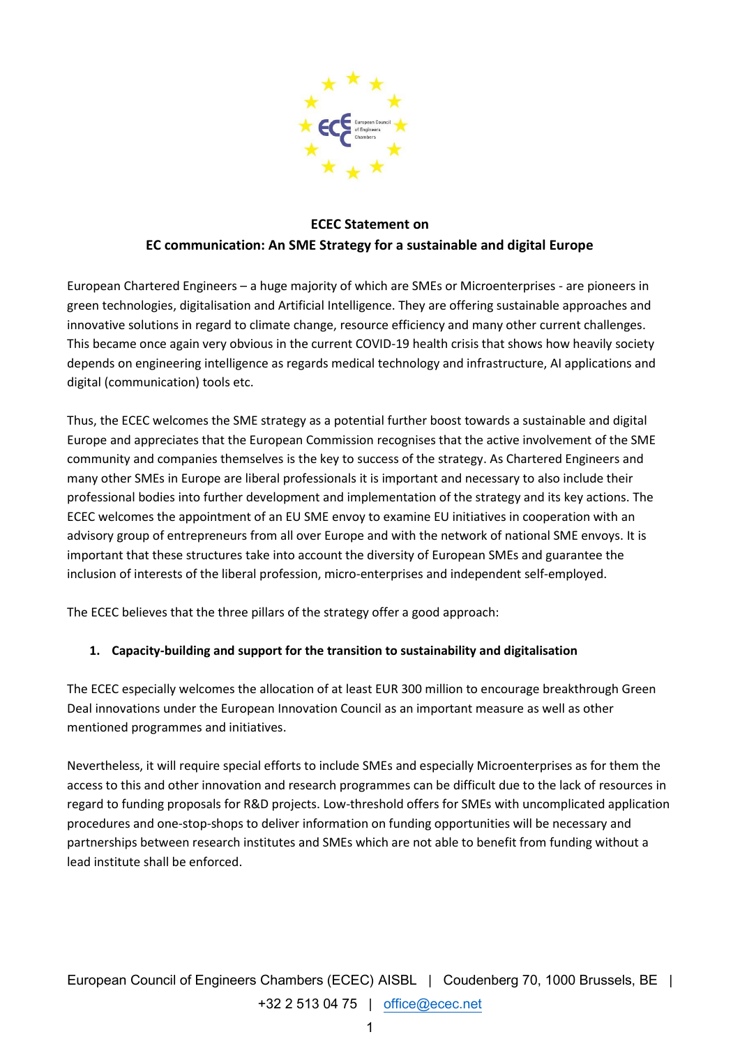**ECEC Statement on**
**EC communication: An SME Strategy for a sustainable and digital Europe**

European Chartered Engineers – a huge majority of which are SMEs or Microenterprises - are pioneers in green technologies, digitalisation and Artificial Intelligence. They are offering sustainable approaches and innovative solutions in regard to climate change, resource efficiency and many other current challenges. This became once again very obvious in the current COVID-19 health crisis that shows how heavily society depends on engineering intelligence as regards medical technology and infrastructure, AI applications and digital (communication) tools etc.

Thus, the ECEC welcomes the SME strategy as a potential further boost towards a sustainable and digital Europe and appreciates that the European Commission recognises that the active involvement of the SME community and companies themselves is the key to success of the strategy. As Chartered Engineers and many other SMEs in Europe are liberal professionals it is important and necessary to also include their professional bodies into further development and implementation of the strategy and its key actions. The ECEC welcomes the appointment of an EU SME envoy to examine EU initiatives in cooperation with an advisory group of entrepreneurs from all over Europe and with the network of national SME envoys. It is important that these structures take into account the diversity of European SMEs and guarantee the inclusion of interests of the liberal profession, micro-enterprises and independent self-employed.

The ECEC believes that the three pillars of the strategy offer a good approach:

1. **Capacity-building and support for the transition to sustainability and digitalisation**

The ECEC especially welcomes the allocation of at least EUR 300 million to encourage breakthrough Green Deal innovations under the European Innovation Council as an important measure as well as other mentioned programmes and initiatives.

Nevertheless, it will require special efforts to include SMEs and especially Microenterprises as for them the access to this and other innovation and research programmes can be difficult due to the lack of resources in regard to funding proposals for R&D projects. Low-threshold offers for SMEs with uncomplicated application procedures and one-stop-shops to deliver information on funding opportunities will be necessary and partnerships between research institutes and SMEs which are not able to benefit from funding without a lead institute shall be enforced.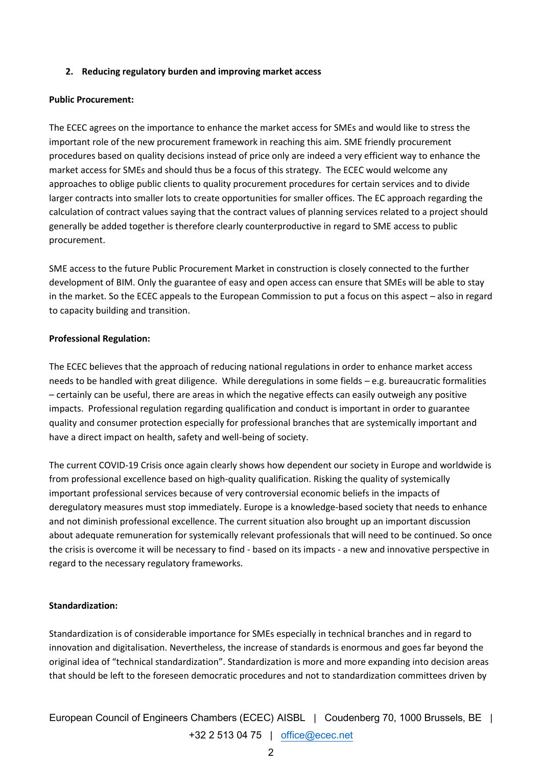## 2. Reducing regulatory burden and improving market access

**Public Procurement:**

The ECEC agrees on the importance to enhance the market access for SMEs and would like to stress the important role of the new procurement framework in reaching this aim. SME friendly procurement procedures based on quality decisions instead of price only are indeed a very efficient way to enhance the market access for SMEs and should thus be a focus of this strategy. The ECEC would welcome any approaches to oblige public clients to quality procurement procedures for certain services and to divide larger contracts into smaller lots to create opportunities for smaller offices. The EC approach regarding the calculation of contract values saying that the contract values of planning services related to a project should generally be added together is therefore clearly counterproductive in regard to SME access to public procurement.

SME access to the future Public Procurement Market in construction is closely connected to the further development of BIM. Only the guarantee of easy and open access can ensure that SMEs will be able to stay in the market. So the ECEC appeals to the European Commission to put a focus on this aspect – also in regard to capacity building and transition.

**Professional Regulation:**

The ECEC believes that the approach of reducing national regulations in order to enhance market access needs to be handled with great diligence. While deregulations in some fields – e.g. bureaucratic formalities – certainly can be useful, there are areas in which the negative effects can easily outweigh any positive impacts. Professional regulation regarding qualification and conduct is important in order to guarantee quality and consumer protection especially for professional branches that are systemically important and have a direct impact on health, safety and well-being of society.

The current COVID-19 Crisis once again clearly shows how dependent our society in Europe and worldwide is from professional excellence based on high-quality qualification. Risking the quality of systemically important professional services because of very controversial economic beliefs in the impacts of deregulatory measures must stop immediately. Europe is a knowledge-based society that needs to enhance and not diminish professional excellence. The current situation also brought up an important discussion about adequate remuneration for systemically relevant professionals that will need to be continued. So once the crisis is overcome it will be necessary to find - based on its impacts - a new and innovative perspective in regard to the necessary regulatory frameworks.

**Standardization:**

Standardization is of considerable importance for SMEs especially in technical branches and in regard to innovation and digitalisation. Nevertheless, the increase of standards is enormous and goes far beyond the original idea of "technical standardization". Standardization is more and more expanding into decision areas that should be left to the foreseen democratic procedures and not to standardization committees driven by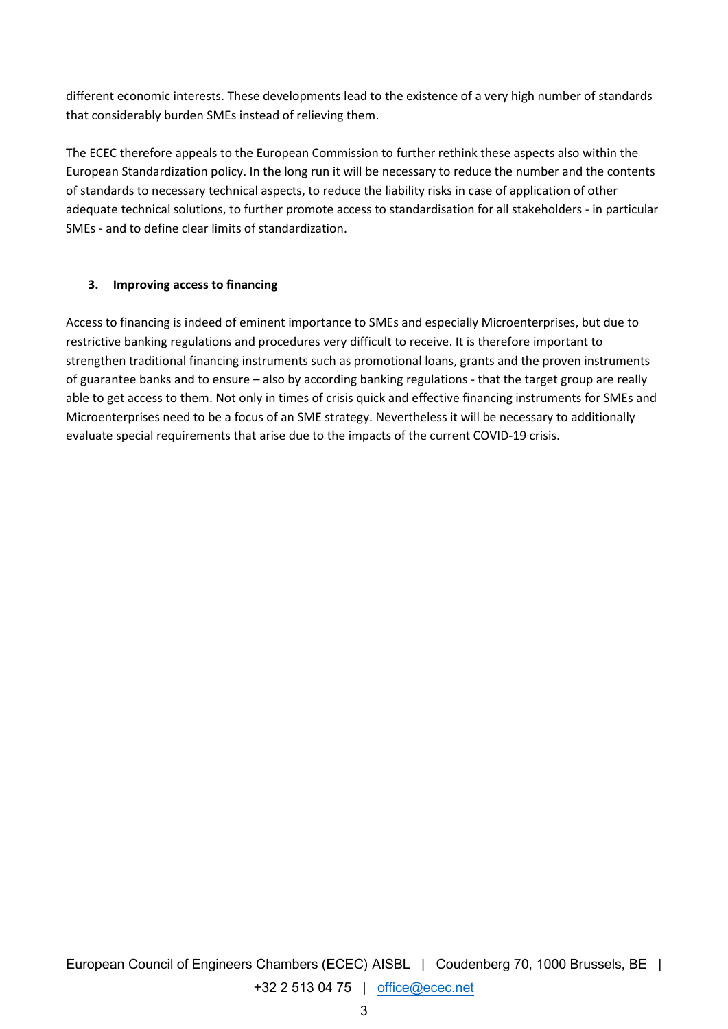different economic interests. These developments lead to the existence of a very high number of standards that considerably burden SMEs instead of relieving them.

The ECEC therefore appeals to the European Commission to further rethink these aspects also within the European Standardization policy. In the long run it will be necessary to reduce the number and the contents of standards to necessary technical aspects, to reduce the liability risks in case of application of other adequate technical solutions, to further promote access to standardisation for all stakeholders - in particular SMEs - and to define clear limits of standardization.

### 3. Improving access to financing

Access to financing is indeed of eminent importance to SMEs and especially Microenterprises, but due to restrictive banking regulations and procedures very difficult to receive. It is therefore important to strengthen traditional financing instruments such as promotional loans, grants and the proven instruments of guarantee banks and to ensure – also by according banking regulations - that the target group are really able to get access to them. Not only in times of crisis quick and effective financing instruments for SMEs and Microenterprises need to be a focus of an SME strategy. Nevertheless it will be necessary to additionally evaluate special requirements that arise due to the impacts of the current COVID-19 crisis.

European Council of Engineers Chambers (ECEC) AISBL | Coudenberg 70, 1000 Brussels, BE | +32 2 513 04 75 | office@ecec.net